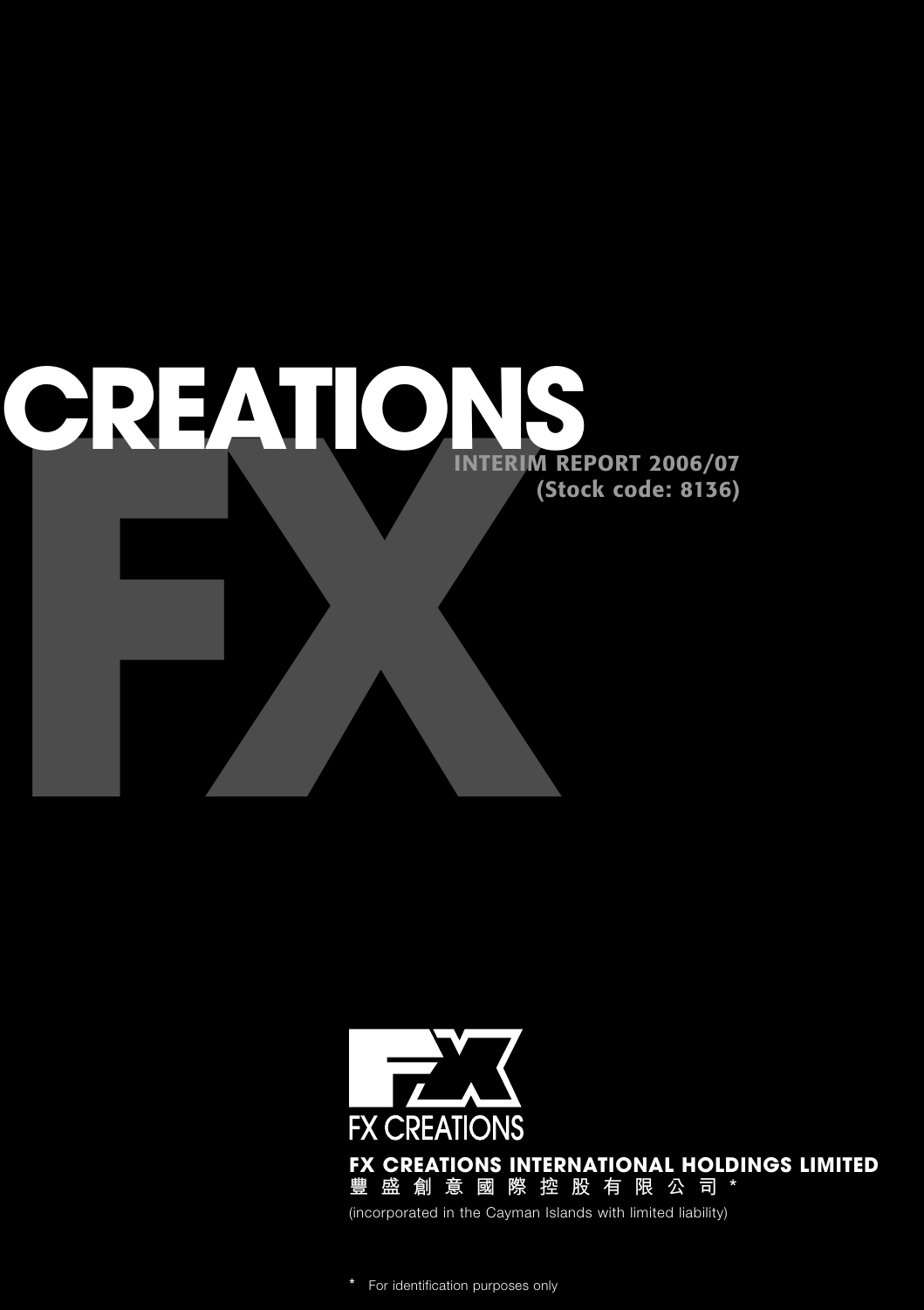# CREATIONS FX

**INTERIM REPORT 2006/07**
**(Stock code: 8136)**

FX CREATIONS

**FX CREATIONS INTERNATIONAL HOLDINGS LIMITED**
**豐 盛 創 意 國 際 控 股 有 限 公 司 ***

(incorporated in the Cayman Islands with limited liability)

\* For identification purposes only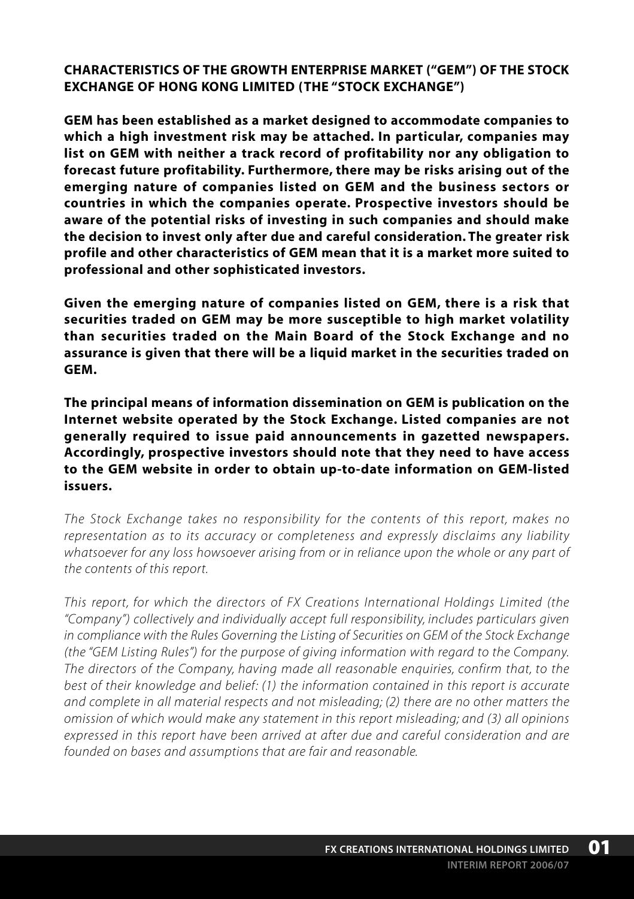# CHARACTERISTICS OF THE GROWTH ENTERPRISE MARKET ("GEM") OF THE STOCK EXCHANGE OF HONG KONG LIMITED (THE "STOCK EXCHANGE")

**GEM has been established as a market designed to accommodate companies to which a high investment risk may be attached. In particular, companies may list on GEM with neither a track record of profitability nor any obligation to forecast future profitability. Furthermore, there may be risks arising out of the emerging nature of companies listed on GEM and the business sectors or countries in which the companies operate. Prospective investors should be aware of the potential risks of investing in such companies and should make the decision to invest only after due and careful consideration. The greater risk profile and other characteristics of GEM mean that it is a market more suited to professional and other sophisticated investors.**

**Given the emerging nature of companies listed on GEM, there is a risk that securities traded on GEM may be more susceptible to high market volatility than securities traded on the Main Board of the Stock Exchange and no assurance is given that there will be a liquid market in the securities traded on GEM.**

**The principal means of information dissemination on GEM is publication on the Internet website operated by the Stock Exchange. Listed companies are not generally required to issue paid announcements in gazetted newspapers. Accordingly, prospective investors should note that they need to have access to the GEM website in order to obtain up-to-date information on GEM-listed issuers.**

*The Stock Exchange takes no responsibility for the contents of this report, makes no representation as to its accuracy or completeness and expressly disclaims any liability whatsoever for any loss howsoever arising from or in reliance upon the whole or any part of the contents of this report.*

*This report, for which the directors of FX Creations International Holdings Limited (the "Company") collectively and individually accept full responsibility, includes particulars given in compliance with the Rules Governing the Listing of Securities on GEM of the Stock Exchange (the "GEM Listing Rules") for the purpose of giving information with regard to the Company. The directors of the Company, having made all reasonable enquiries, confirm that, to the best of their knowledge and belief: (1) the information contained in this report is accurate and complete in all material respects and not misleading; (2) there are no other matters the omission of which would make any statement in this report misleading; and (3) all opinions expressed in this report have been arrived at after due and careful consideration and are founded on bases and assumptions that are fair and reasonable.*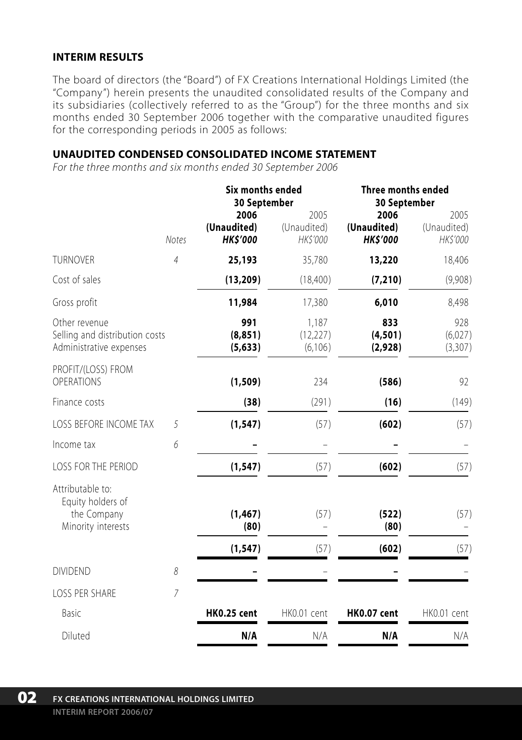## INTERIM RESULTS

The board of directors (the "Board") of FX Creations International Holdings Limited (the "Company") herein presents the unaudited consolidated results of the Company and its subsidiaries (collectively referred to as the "Group") for the three months and six months ended 30 September 2006 together with the comparative unaudited figures for the corresponding periods in 2005 as follows:

## UNAUDITED CONDENSED CONSOLIDATED INCOME STATEMENT

*For the three months and six months ended 30 September 2006*

| | | Six months ended 30 September | | Three months ended 30 September | |
|---|---|---|---|---|---|
| | Notes | **2006 (Unaudited) HK$'000** | 2005 (Unaudited) HK$'000 | **2006 (Unaudited) HK$'000** | 2005 (Unaudited) HK$'000 |
| TURNOVER | 4 | **25,193** | 35,780 | **13,220** | 18,406 |
| Cost of sales | | **(13,209)** | (18,400) | **(7,210)** | (9,908) |
| Gross profit | | **11,984** | 17,380 | **6,010** | 8,498 |
| Other revenue | | **991** | 1,187 | **833** | 928 |
| Selling and distribution costs | | **(8,851)** | (12,227) | **(4,501)** | (6,027) |
| Administrative expenses | | **(5,633)** | (6,106) | **(2,928)** | (3,307) |
| PROFIT/(LOSS) FROM OPERATIONS | | **(1,509)** | 234 | **(586)** | 92 |
| Finance costs | | **(38)** | (291) | **(16)** | (149) |
| LOSS BEFORE INCOME TAX | 5 | **(1,547)** | (57) | **(602)** | (57) |
| Income tax | 6 | **–** | – | **–** | – |
| LOSS FOR THE PERIOD | | **(1,547)** | (57) | **(602)** | (57) |
| Attributable to: | | | | | |
| Equity holders of the Company | | **(1,467)** | (57) | **(522)** | (57) |
| Minority interests | | **(80)** | – | **(80)** | – |
| | | **(1,547)** | (57) | **(602)** | (57) |
| DIVIDEND | 8 | **–** | – | **–** | – |
| LOSS PER SHARE | 7 | | | | |
| Basic | | **HK0.25 cent** | HK0.01 cent | **HK0.07 cent** | HK0.01 cent |
| Diluted | | **N/A** | N/A | **N/A** | N/A |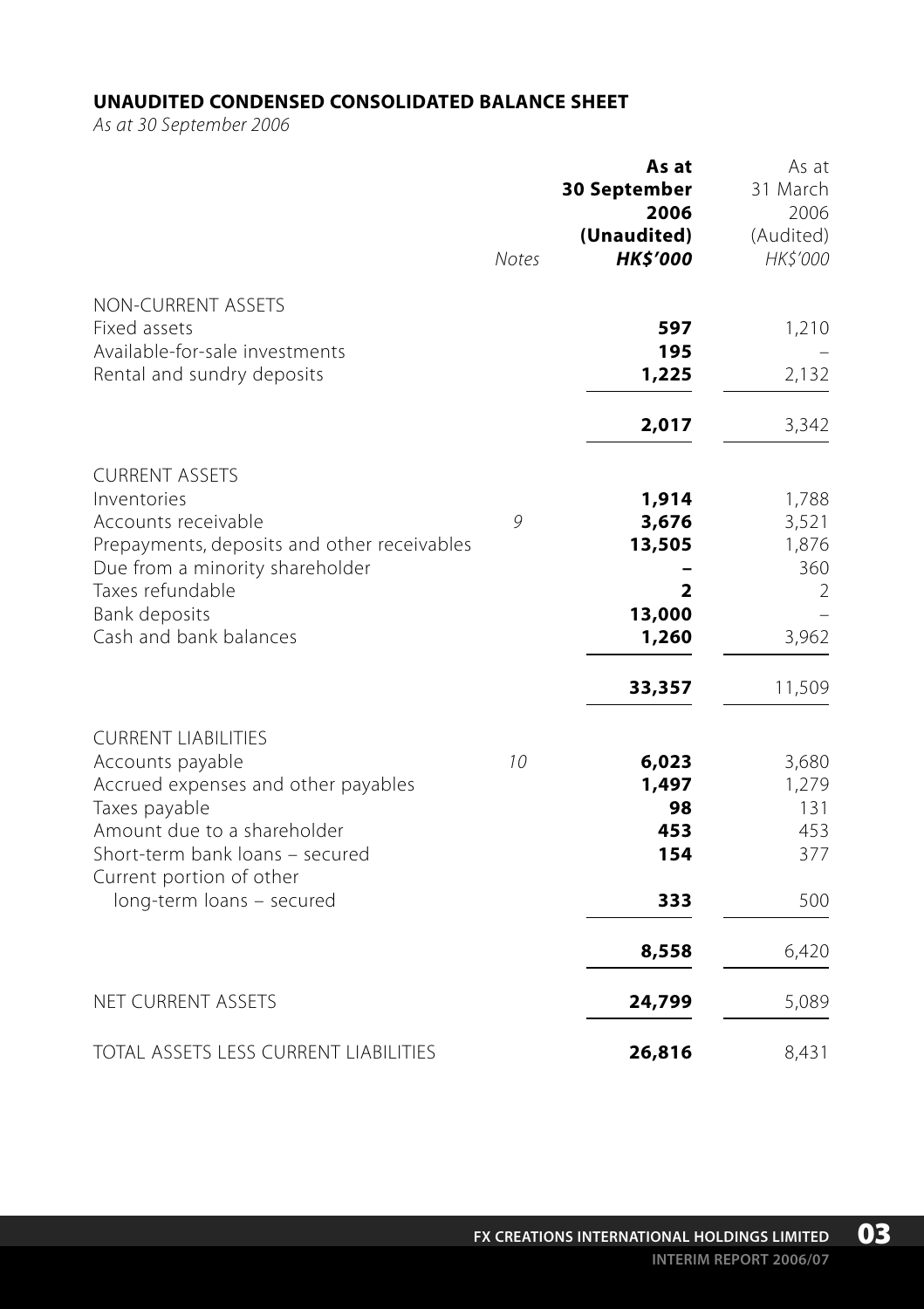**UNAUDITED CONDENSED CONSOLIDATED BALANCE SHEET**

*As at 30 September 2006*

| | Notes | **As at 30 September 2006 (Unaudited) HK$'000** | As at 31 March 2006 (Audited) HK$'000 |
|---|---|---|---|
| NON-CURRENT ASSETS | | | |
| Fixed assets | | **597** | 1,210 |
| Available-for-sale investments | | **195** | – |
| Rental and sundry deposits | | **1,225** | 2,132 |
| | | **2,017** | 3,342 |
| CURRENT ASSETS | | | |
| Inventories | | **1,914** | 1,788 |
| Accounts receivable | 9 | **3,676** | 3,521 |
| Prepayments, deposits and other receivables | | **13,505** | 1,876 |
| Due from a minority shareholder | | **–** | 360 |
| Taxes refundable | | **2** | 2 |
| Bank deposits | | **13,000** | – |
| Cash and bank balances | | **1,260** | 3,962 |
| | | **33,357** | 11,509 |
| CURRENT LIABILITIES | | | |
| Accounts payable | 10 | **6,023** | 3,680 |
| Accrued expenses and other payables | | **1,497** | 1,279 |
| Taxes payable | | **98** | 131 |
| Amount due to a shareholder | | **453** | 453 |
| Short-term bank loans – secured | | **154** | 377 |
| Current portion of other long-term loans – secured | | **333** | 500 |
| | | **8,558** | 6,420 |
| NET CURRENT ASSETS | | **24,799** | 5,089 |
| TOTAL ASSETS LESS CURRENT LIABILITIES | | **26,816** | 8,431 |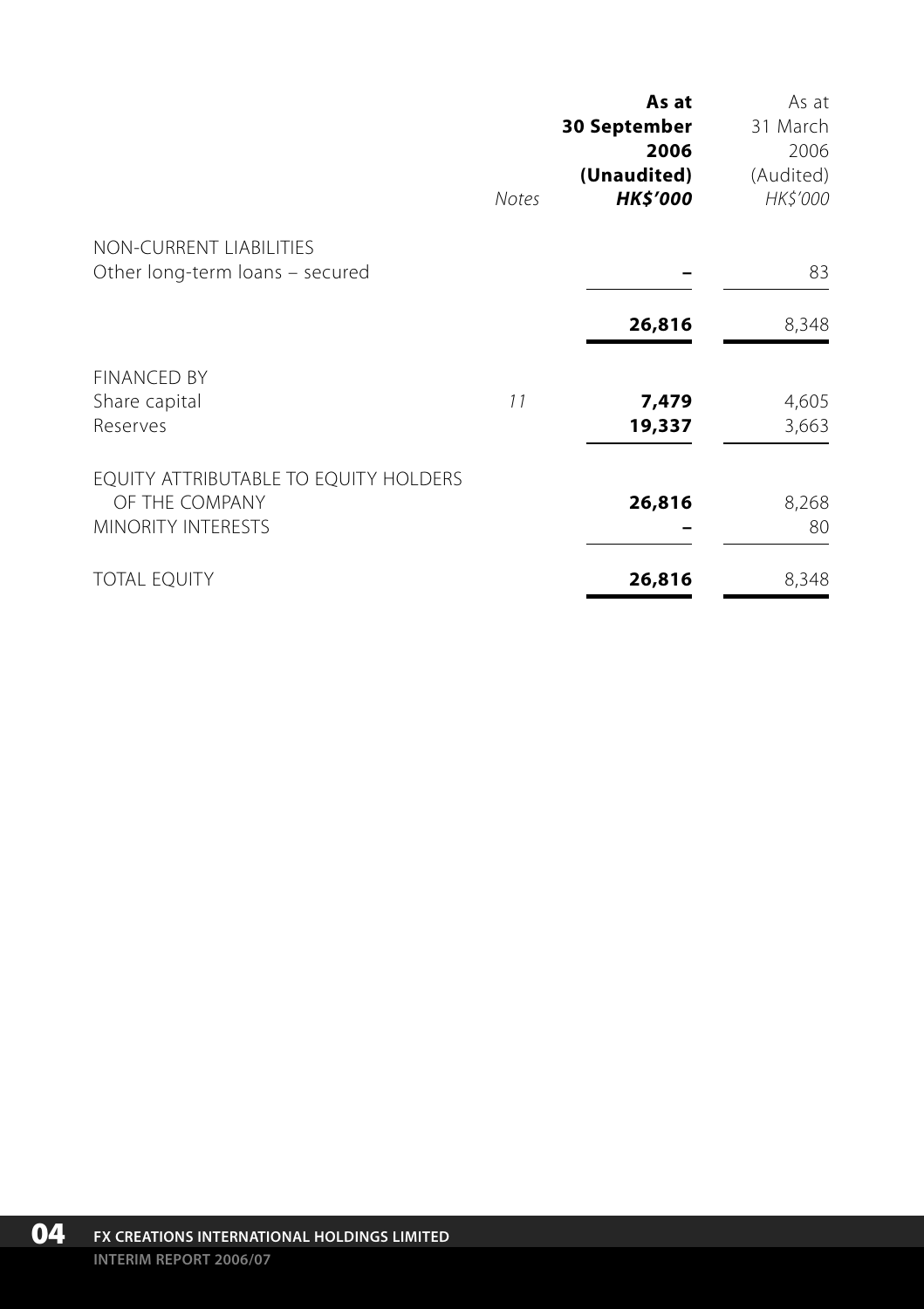| | Notes | As at 30 September 2006 (Unaudited) HK$'000 | As at 31 March 2006 (Audited) HK$'000 |
|---|---|---|---|
| NON-CURRENT LIABILITIES | | | |
| Other long-term loans – secured | | – | 83 |
| | | **26,816** | 8,348 |
| FINANCED BY | | | |
| Share capital | 11 | **7,479** | 4,605 |
| Reserves | | **19,337** | 3,663 |
| EQUITY ATTRIBUTABLE TO EQUITY HOLDERS OF THE COMPANY | | **26,816** | 8,268 |
| MINORITY INTERESTS | | – | 80 |
| TOTAL EQUITY | | **26,816** | 8,348 |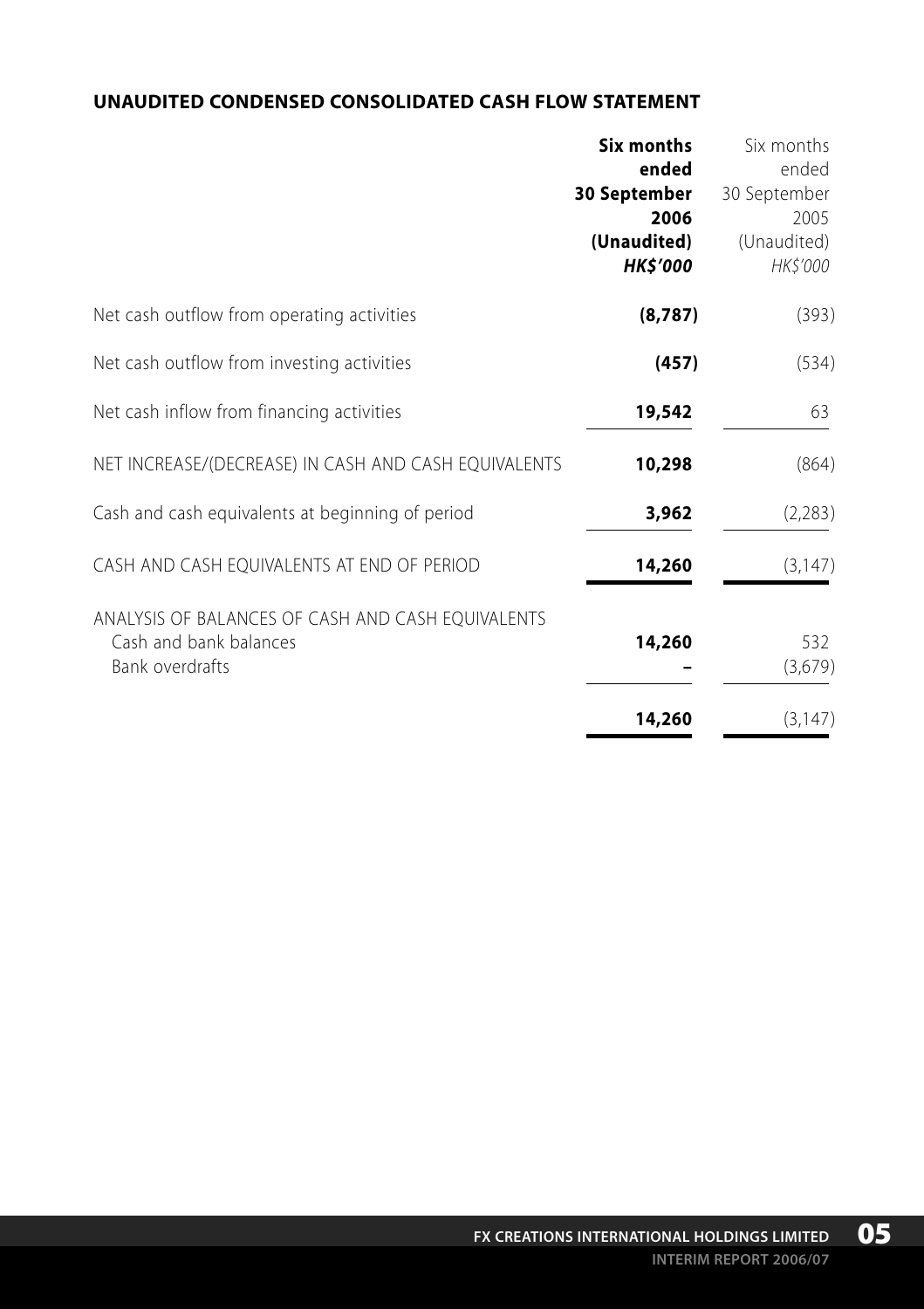## UNAUDITED CONDENSED CONSOLIDATED CASH FLOW STATEMENT

| | **Six months ended 30 September 2006 (Unaudited)** ***HK$'000*** | Six months ended 30 September 2005 (Unaudited) *HK$'000* |
|---|---|---|
| Net cash outflow from operating activities | **(8,787)** | (393) |
| Net cash outflow from investing activities | **(457)** | (534) |
| Net cash inflow from financing activities | **19,542** | 63 |
| NET INCREASE/(DECREASE) IN CASH AND CASH EQUIVALENTS | **10,298** | (864) |
| Cash and cash equivalents at beginning of period | **3,962** | (2,283) |
| CASH AND CASH EQUIVALENTS AT END OF PERIOD | **14,260** | (3,147) |
| ANALYSIS OF BALANCES OF CASH AND CASH EQUIVALENTS | | |
| Cash and bank balances | **14,260** | 532 |
| Bank overdrafts | **–** | (3,679) |
| | **14,260** | (3,147) |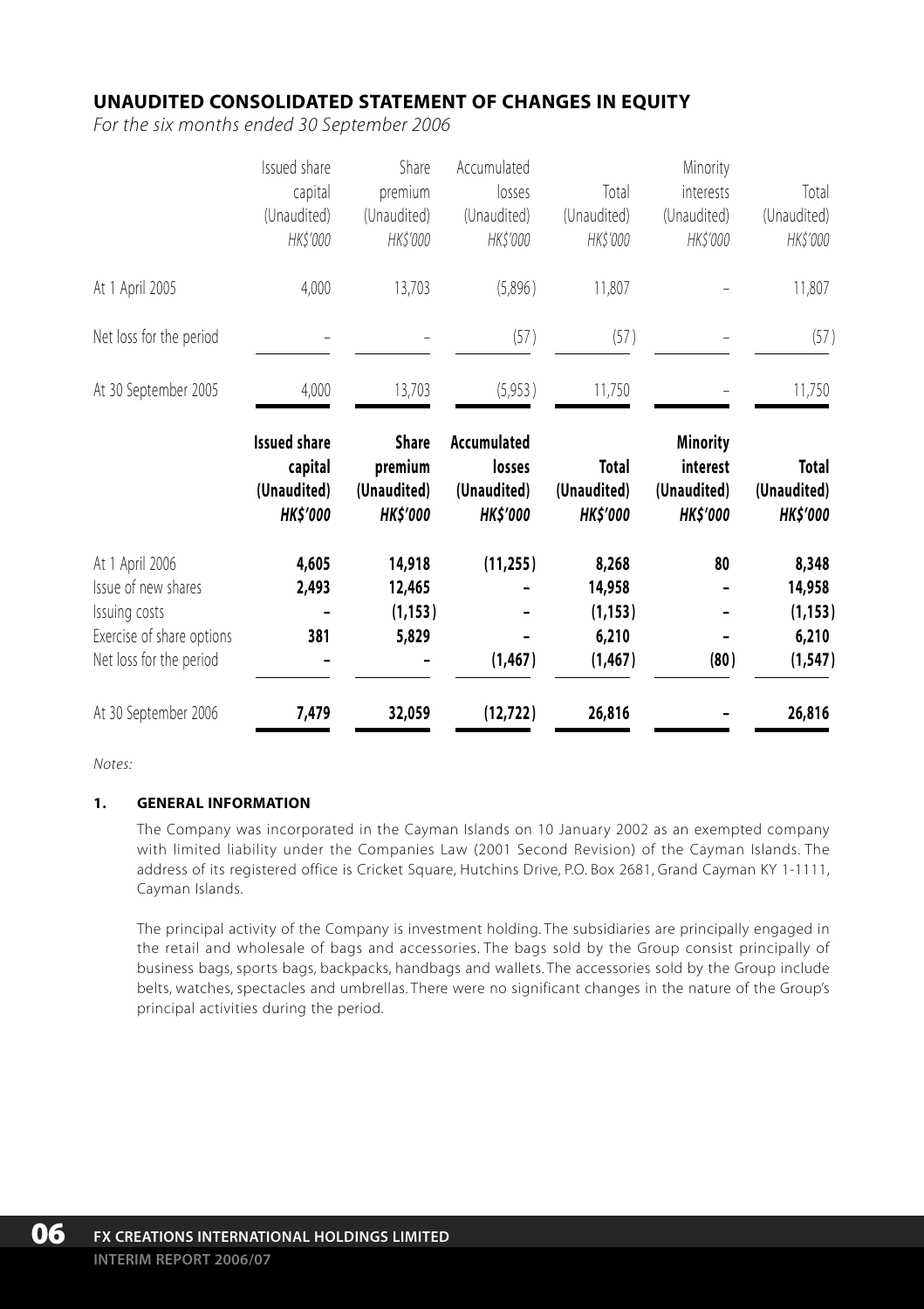## UNAUDITED CONSOLIDATED STATEMENT OF CHANGES IN EQUITY

*For the six months ended 30 September 2006*

| | Issued share capital (Unaudited) *HK$'000* | Share premium (Unaudited) *HK$'000* | Accumulated losses (Unaudited) *HK$'000* | Total (Unaudited) *HK$'000* | Minority interests (Unaudited) *HK$'000* | Total (Unaudited) *HK$'000* |
|---|---|---|---|---|---|---|
| At 1 April 2005 | 4,000 | 13,703 | (5,896) | 11,807 | – | 11,807 |
| Net loss for the period | – | – | (57) | (57) | – | (57) |
| At 30 September 2005 | 4,000 | 13,703 | (5,953) | 11,750 | – | 11,750 |

| | **Issued share capital (Unaudited) *HK$'000*** | **Share premium (Unaudited) *HK$'000*** | **Accumulated losses (Unaudited) *HK$'000*** | **Total (Unaudited) *HK$'000*** | **Minority interest (Unaudited) *HK$'000*** | **Total (Unaudited) *HK$'000*** |
|---|---|---|---|---|---|---|
| At 1 April 2006 | **4,605** | **14,918** | **(11,255)** | **8,268** | **80** | **8,348** |
| Issue of new shares | **2,493** | **12,465** | **–** | **14,958** | **–** | **14,958** |
| Issuing costs | **–** | **(1,153)** | **–** | **(1,153)** | **–** | **(1,153)** |
| Exercise of share options | **381** | **5,829** | **–** | **6,210** | **–** | **6,210** |
| Net loss for the period | **–** | **–** | **(1,467)** | **(1,467)** | **(80)** | **(1,547)** |
| At 30 September 2006 | **7,479** | **32,059** | **(12,722)** | **26,816** | **–** | **26,816** |

*Notes:*

### 1. GENERAL INFORMATION

The Company was incorporated in the Cayman Islands on 10 January 2002 as an exempted company with limited liability under the Companies Law (2001 Second Revision) of the Cayman Islands. The address of its registered office is Cricket Square, Hutchins Drive, P.O. Box 2681, Grand Cayman KY 1-1111, Cayman Islands.

The principal activity of the Company is investment holding. The subsidiaries are principally engaged in the retail and wholesale of bags and accessories. The bags sold by the Group consist principally of business bags, sports bags, backpacks, handbags and wallets. The accessories sold by the Group include belts, watches, spectacles and umbrellas. There were no significant changes in the nature of the Group's principal activities during the period.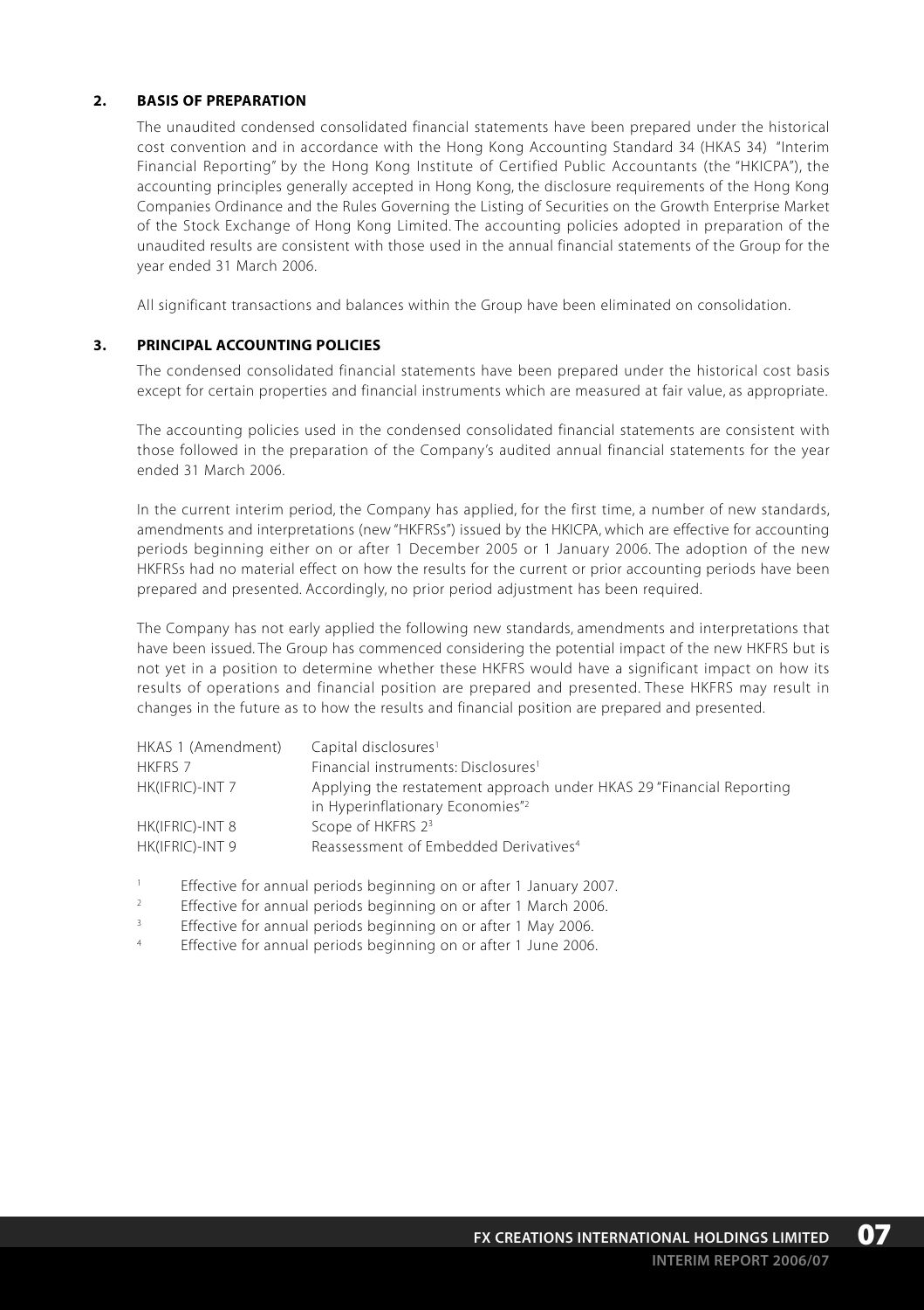## 2. BASIS OF PREPARATION

The unaudited condensed consolidated financial statements have been prepared under the historical cost convention and in accordance with the Hong Kong Accounting Standard 34 (HKAS 34) "Interim Financial Reporting" by the Hong Kong Institute of Certified Public Accountants (the "HKICPA"), the accounting principles generally accepted in Hong Kong, the disclosure requirements of the Hong Kong Companies Ordinance and the Rules Governing the Listing of Securities on the Growth Enterprise Market of the Stock Exchange of Hong Kong Limited. The accounting policies adopted in preparation of the unaudited results are consistent with those used in the annual financial statements of the Group for the year ended 31 March 2006.

All significant transactions and balances within the Group have been eliminated on consolidation.

## 3. PRINCIPAL ACCOUNTING POLICIES

The condensed consolidated financial statements have been prepared under the historical cost basis except for certain properties and financial instruments which are measured at fair value, as appropriate.

The accounting policies used in the condensed consolidated financial statements are consistent with those followed in the preparation of the Company's audited annual financial statements for the year ended 31 March 2006.

In the current interim period, the Company has applied, for the first time, a number of new standards, amendments and interpretations (new "HKFRSs") issued by the HKICPA, which are effective for accounting periods beginning either on or after 1 December 2005 or 1 January 2006. The adoption of the new HKFRSs had no material effect on how the results for the current or prior accounting periods have been prepared and presented. Accordingly, no prior period adjustment has been required.

The Company has not early applied the following new standards, amendments and interpretations that have been issued. The Group has commenced considering the potential impact of the new HKFRS but is not yet in a position to determine whether these HKFRS would have a significant impact on how its results of operations and financial position are prepared and presented. These HKFRS may result in changes in the future as to how the results and financial position are prepared and presented.

| | |
|---|---|
| HKAS 1 (Amendment) | Capital disclosures[1] |
| HKFRS 7 | Financial instruments: Disclosures[1] |
| HK(IFRIC)-INT 7 | Applying the restatement approach under HKAS 29 "Financial Reporting in Hyperinflationary Economies"[2] |
| HK(IFRIC)-INT 8 | Scope of HKFRS 2[3] |
| HK(IFRIC)-INT 9 | Reassessment of Embedded Derivatives[4] |

[1] Effective for annual periods beginning on or after 1 January 2007.

[2] Effective for annual periods beginning on or after 1 March 2006.

[3] Effective for annual periods beginning on or after 1 May 2006.

[4] Effective for annual periods beginning on or after 1 June 2006.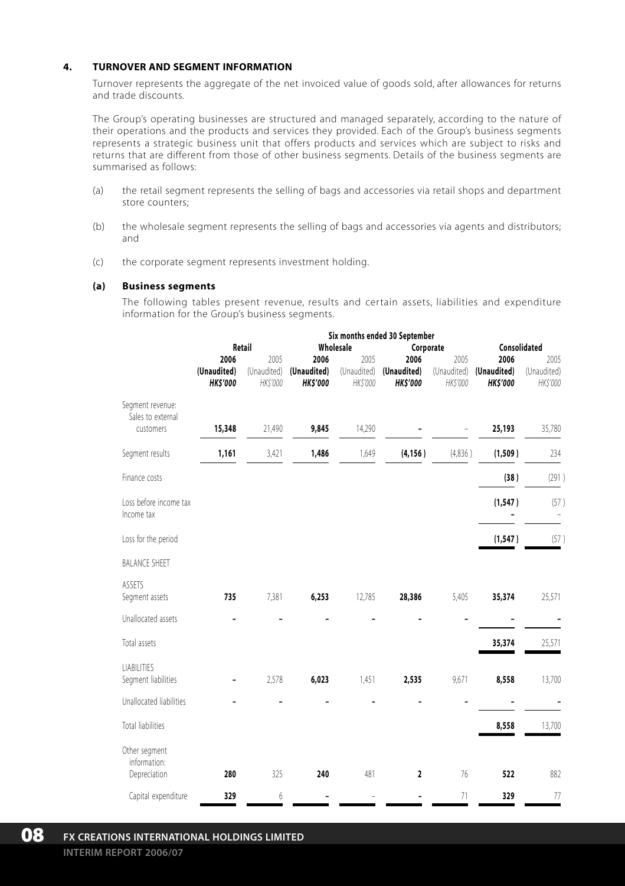## 4. TURNOVER AND SEGMENT INFORMATION

Turnover represents the aggregate of the net invoiced value of goods sold, after allowances for returns and trade discounts.

The Group's operating businesses are structured and managed separately, according to the nature of their operations and the products and services they provided. Each of the Group's business segments represents a strategic business unit that offers products and services which are subject to risks and returns that are different from those of other business segments. Details of the business segments are summarised as follows:

(a) the retail segment represents the selling of bags and accessories via retail shops and department store counters;

(b) the wholesale segment represents the selling of bags and accessories via agents and distributors; and

(c) the corporate segment represents investment holding.

### (a) Business segments

The following tables present revenue, results and certain assets, liabilities and expenditure information for the Group's business segments.

| | Six months ended 30 September | | | | | | | |
|---|---|---|---|---|---|---|---|---|
| | Retail | | Wholesale | | Corporate | | Consolidated | |
| | **2006 (Unaudited) HK$'000** | 2005 (Unaudited) HK$'000 | **2006 (Unaudited) HK$'000** | 2005 (Unaudited) HK$'000 | **2006 (Unaudited) HK$'000** | 2005 (Unaudited) HK$'000 | **2006 (Unaudited) HK$'000** | 2005 (Unaudited) HK$'000 |
| Segment revenue: Sales to external customers | **15,348** | 21,490 | **9,845** | 14,290 | **–** | – | **25,193** | 35,780 |
| Segment results | **1,161** | 3,421 | **1,486** | 1,649 | **(4,156)** | (4,836) | **(1,509)** | 234 |
| Finance costs | | | | | | | **(38)** | (291) |
| Loss before income tax | | | | | | | **(1,547)** | (57) |
| Income tax | | | | | | | **–** | – |
| Loss for the period | | | | | | | **(1,547)** | (57) |
| BALANCE SHEET | | | | | | | | |
| ASSETS | | | | | | | | |
| Segment assets | **735** | 7,381 | **6,253** | 12,785 | **28,386** | 5,405 | **35,374** | 25,571 |
| Unallocated assets | **–** | – | **–** | – | **–** | – | **–** | – |
| Total assets | | | | | | | **35,374** | 25,571 |
| LIABILITIES | | | | | | | | |
| Segment liabilities | **–** | 2,578 | **6,023** | 1,451 | **2,535** | 9,671 | **8,558** | 13,700 |
| Unallocated liabilities | **–** | – | **–** | – | **–** | – | **–** | – |
| Total liabilities | | | | | | | **8,558** | 13,700 |
| Other segment information: | | | | | | | | |
| Depreciation | **280** | 325 | **240** | 481 | **2** | 76 | **522** | 882 |
| Capital expenditure | **329** | 6 | **–** | – | **–** | 71 | **329** | 77 |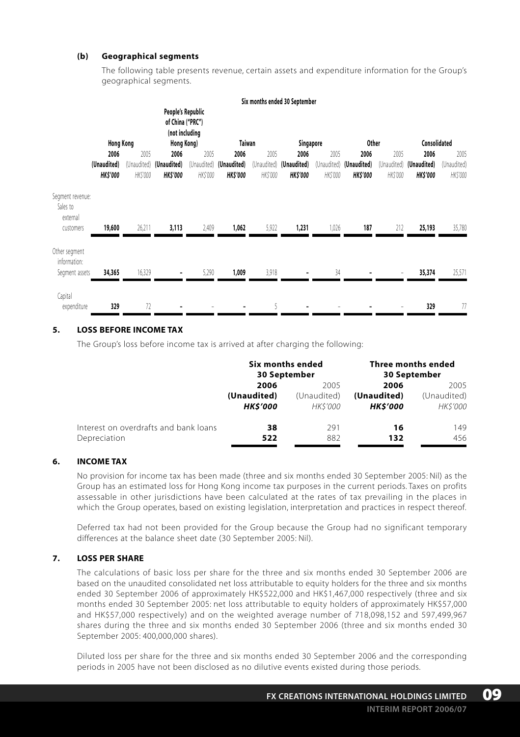### (b) Geographical segments

The following table presents revenue, certain assets and expenditure information for the Group's geographical segments.

| | Six months ended 30 September | | | | | | | | | | | |
|---|---|---|---|---|---|---|---|---|---|---|---|---|
| | Hong Kong | | People's Republic of China ("PRC") (not including Hong Kong) | | Taiwan | | Singapore | | Other | | Consolidated | |
| | **2006 (Unaudited) HK$'000** | 2005 (Unaudited) HK$'000 | **2006 (Unaudited) HK$'000** | 2005 (Unaudited) HK$'000 | **2006 (Unaudited) HK$'000** | 2005 (Unaudited) HK$'000 | **2006 (Unaudited) HK$'000** | 2005 (Unaudited) HK$'000 | **2006 (Unaudited) HK$'000** | 2005 (Unaudited) HK$'000 | **2006 (Unaudited) HK$'000** | 2005 (Unaudited) HK$'000 |
| Segment revenue: Sales to external customers | **19,600** | 26,211 | **3,113** | 2,409 | **1,062** | 5,922 | **1,231** | 1,026 | **187** | 212 | **25,193** | 35,780 |
| Other segment information: Segment assets | **34,365** | 16,329 | **-** | 5,290 | **1,009** | 3,918 | **-** | 34 | **-** | - | **35,374** | 25,571 |
| Capital expenditure | **329** | 72 | **-** | - | **-** | 5 | **-** | - | **-** | - | **329** | 77 |

## 5. LOSS BEFORE INCOME TAX

The Group's loss before income tax is arrived at after charging the following:

| | Six months ended 30 September | | Three months ended 30 September | |
|---|---|---|---|---|
| | **2006 (Unaudited) HK$'000** | 2005 (Unaudited) HK$'000 | **2006 (Unaudited) HK$'000** | 2005 (Unaudited) HK$'000 |
| Interest on overdrafts and bank loans | **38** | 291 | **16** | 149 |
| Depreciation | **522** | 882 | **132** | 456 |

## 6. INCOME TAX

No provision for income tax has been made (three and six months ended 30 September 2005: Nil) as the Group has an estimated loss for Hong Kong income tax purposes in the current periods. Taxes on profits assessable in other jurisdictions have been calculated at the rates of tax prevailing in the places in which the Group operates, based on existing legislation, interpretation and practices in respect thereof.

Deferred tax had not been provided for the Group because the Group had no significant temporary differences at the balance sheet date (30 September 2005: Nil).

## 7. LOSS PER SHARE

The calculations of basic loss per share for the three and six months ended 30 September 2006 are based on the unaudited consolidated net loss attributable to equity holders for the three and six months ended 30 September 2006 of approximately HK$522,000 and HK$1,467,000 respectively (three and six months ended 30 September 2005: net loss attributable to equity holders of approximately HK$57,000 and HK$57,000 respectively) and on the weighted average number of 718,098,152 and 597,499,967 shares during the three and six months ended 30 September 2006 (three and six months ended 30 September 2005: 400,000,000 shares).

Diluted loss per share for the three and six months ended 30 September 2006 and the corresponding periods in 2005 have not been disclosed as no dilutive events existed during those periods.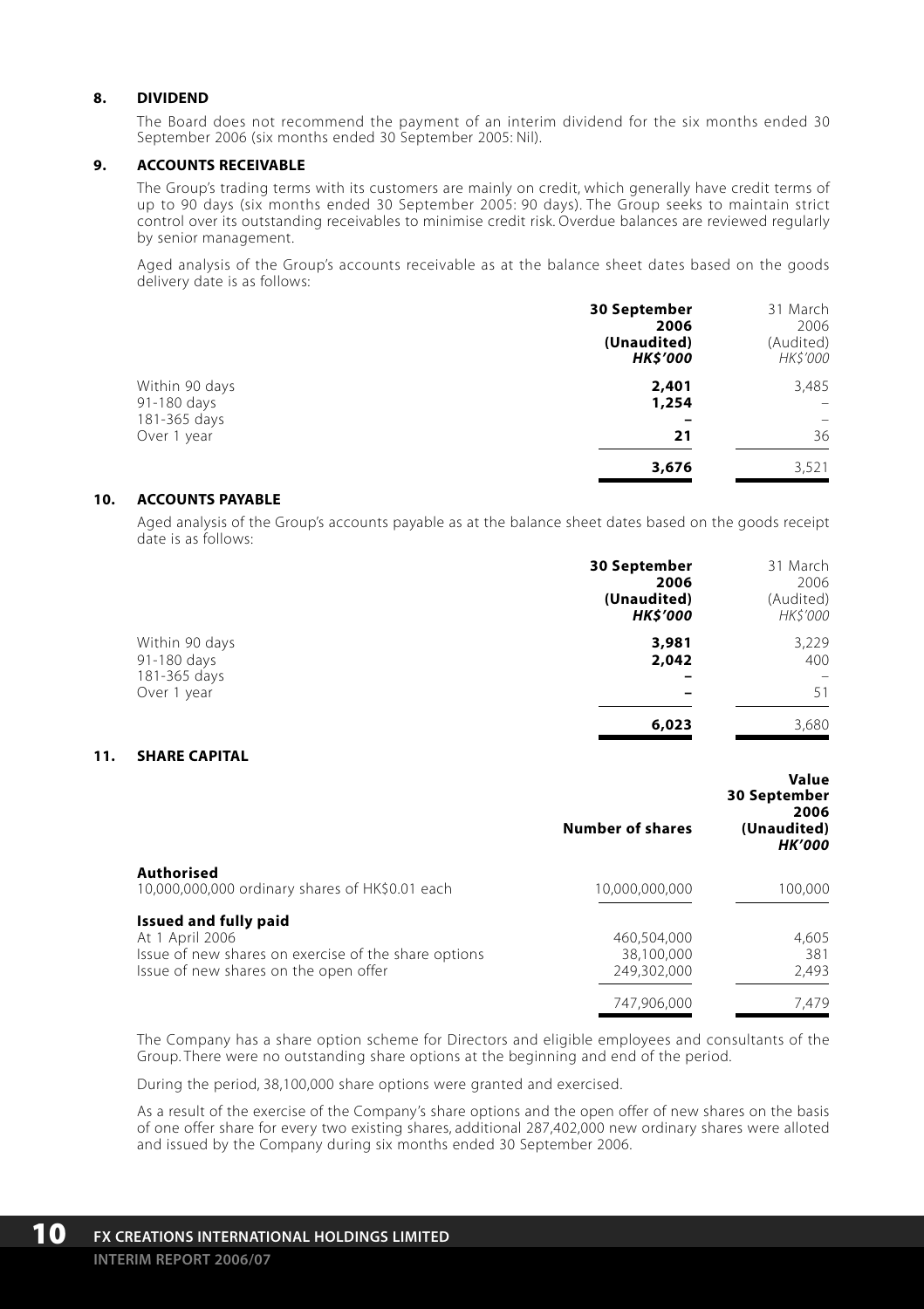## 8. DIVIDEND

The Board does not recommend the payment of an interim dividend for the six months ended 30 September 2006 (six months ended 30 September 2005: Nil).

## 9. ACCOUNTS RECEIVABLE

The Group's trading terms with its customers are mainly on credit, which generally have credit terms of up to 90 days (six months ended 30 September 2005: 90 days). The Group seeks to maintain strict control over its outstanding receivables to minimise credit risk. Overdue balances are reviewed regularly by senior management.

Aged analysis of the Group's accounts receivable as at the balance sheet dates based on the goods delivery date is as follows:

| | **30 September 2006 (Unaudited)** ***HK$'000*** | 31 March 2006 (Audited) *HK$'000* |
|---|---|---|
| Within 90 days | **2,401** | 3,485 |
| 91-180 days | **1,254** | – |
| 181-365 days | **–** | – |
| Over 1 year | **21** | 36 |
| | **3,676** | 3,521 |

## 10. ACCOUNTS PAYABLE

Aged analysis of the Group's accounts payable as at the balance sheet dates based on the goods receipt date is as follows:

| | **30 September 2006 (Unaudited)** ***HK$'000*** | 31 March 2006 (Audited) *HK$'000* |
|---|---|---|
| Within 90 days | **3,981** | 3,229 |
| 91-180 days | **2,042** | 400 |
| 181-365 days | **–** | – |
| Over 1 year | **–** | 51 |
| | **6,023** | 3,680 |

## 11. SHARE CAPITAL

| | **Number of shares** | **Value 30 September 2006 (Unaudited)** ***HK'000*** |
|---|---|---|
| **Authorised** | | |
| 10,000,000,000 ordinary shares of HK$0.01 each | 10,000,000,000 | 100,000 |
| **Issued and fully paid** | | |
| At 1 April 2006 | 460,504,000 | 4,605 |
| Issue of new shares on exercise of the share options | 38,100,000 | 381 |
| Issue of new shares on the open offer | 249,302,000 | 2,493 |
| | 747,906,000 | 7,479 |

The Company has a share option scheme for Directors and eligible employees and consultants of the Group. There were no outstanding share options at the beginning and end of the period.

During the period, 38,100,000 share options were granted and exercised.

As a result of the exercise of the Company's share options and the open offer of new shares on the basis of one offer share for every two existing shares, additional 287,402,000 new ordinary shares were alloted and issued by the Company during six months ended 30 September 2006.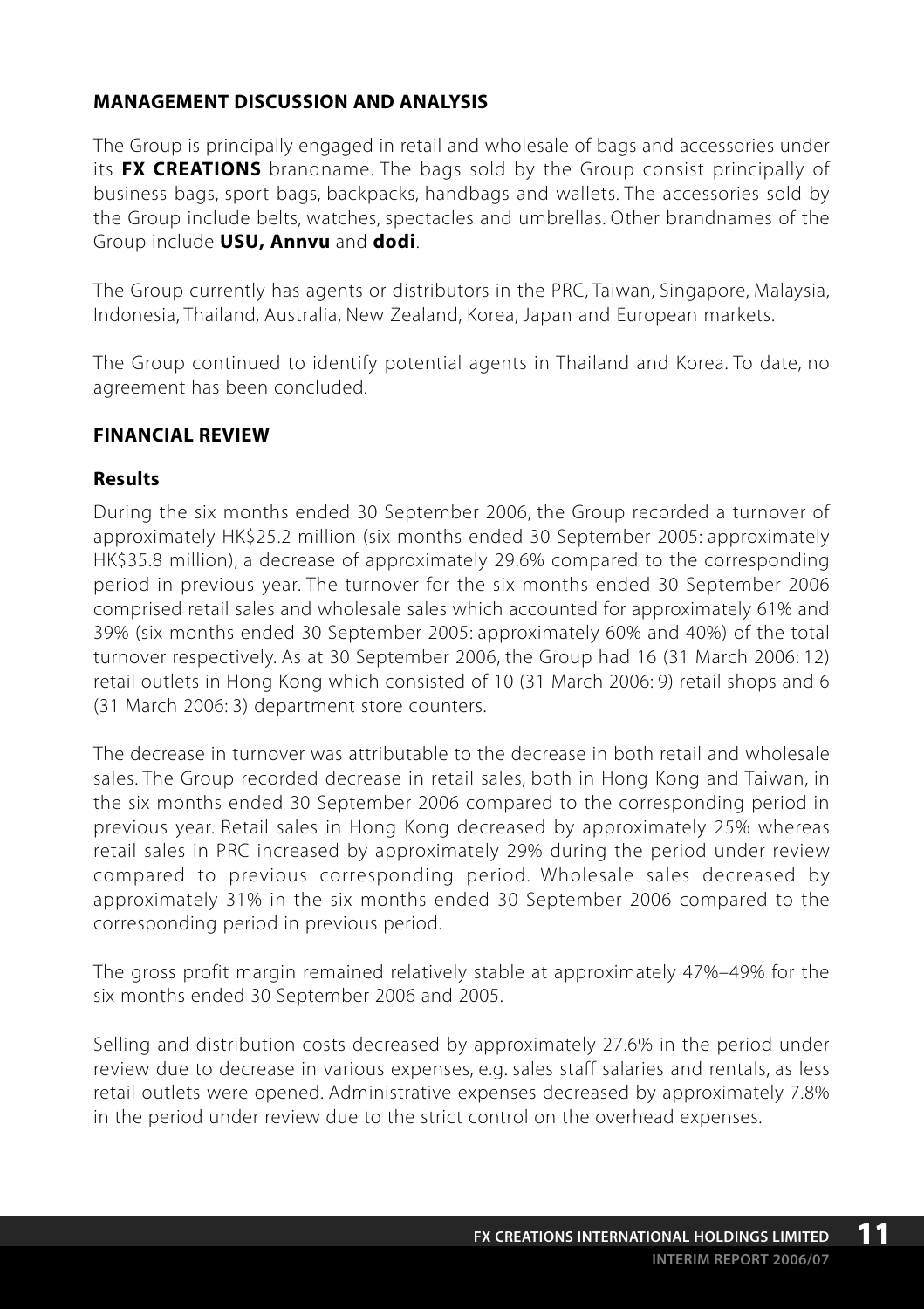## MANAGEMENT DISCUSSION AND ANALYSIS

The Group is principally engaged in retail and wholesale of bags and accessories under its **FX CREATIONS** brandname. The bags sold by the Group consist principally of business bags, sport bags, backpacks, handbags and wallets. The accessories sold by the Group include belts, watches, spectacles and umbrellas. Other brandnames of the Group include **USU, Annvu** and **dodi**.

The Group currently has agents or distributors in the PRC, Taiwan, Singapore, Malaysia, Indonesia, Thailand, Australia, New Zealand, Korea, Japan and European markets.

The Group continued to identify potential agents in Thailand and Korea. To date, no agreement has been concluded.

## FINANCIAL REVIEW

### Results

During the six months ended 30 September 2006, the Group recorded a turnover of approximately HK$25.2 million (six months ended 30 September 2005: approximately HK$35.8 million), a decrease of approximately 29.6% compared to the corresponding period in previous year. The turnover for the six months ended 30 September 2006 comprised retail sales and wholesale sales which accounted for approximately 61% and 39% (six months ended 30 September 2005: approximately 60% and 40%) of the total turnover respectively. As at 30 September 2006, the Group had 16 (31 March 2006: 12) retail outlets in Hong Kong which consisted of 10 (31 March 2006: 9) retail shops and 6 (31 March 2006: 3) department store counters.

The decrease in turnover was attributable to the decrease in both retail and wholesale sales. The Group recorded decrease in retail sales, both in Hong Kong and Taiwan, in the six months ended 30 September 2006 compared to the corresponding period in previous year. Retail sales in Hong Kong decreased by approximately 25% whereas retail sales in PRC increased by approximately 29% during the period under review compared to previous corresponding period. Wholesale sales decreased by approximately 31% in the six months ended 30 September 2006 compared to the corresponding period in previous period.

The gross profit margin remained relatively stable at approximately 47%–49% for the six months ended 30 September 2006 and 2005.

Selling and distribution costs decreased by approximately 27.6% in the period under review due to decrease in various expenses, e.g. sales staff salaries and rentals, as less retail outlets were opened. Administrative expenses decreased by approximately 7.8% in the period under review due to the strict control on the overhead expenses.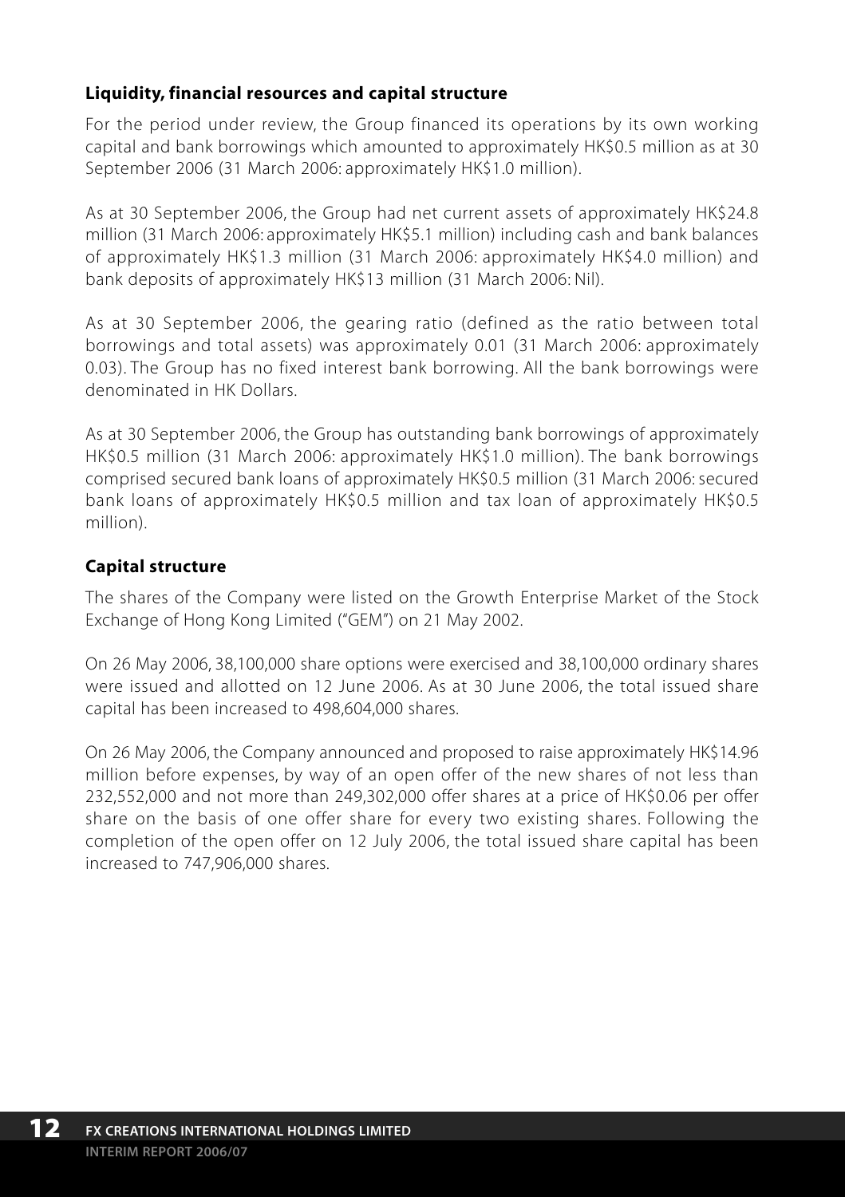## Liquidity, financial resources and capital structure

For the period under review, the Group financed its operations by its own working capital and bank borrowings which amounted to approximately HK$0.5 million as at 30 September 2006 (31 March 2006: approximately HK$1.0 million).

As at 30 September 2006, the Group had net current assets of approximately HK$24.8 million (31 March 2006: approximately HK$5.1 million) including cash and bank balances of approximately HK$1.3 million (31 March 2006: approximately HK$4.0 million) and bank deposits of approximately HK$13 million (31 March 2006: Nil).

As at 30 September 2006, the gearing ratio (defined as the ratio between total borrowings and total assets) was approximately 0.01 (31 March 2006: approximately 0.03). The Group has no fixed interest bank borrowing. All the bank borrowings were denominated in HK Dollars.

As at 30 September 2006, the Group has outstanding bank borrowings of approximately HK$0.5 million (31 March 2006: approximately HK$1.0 million). The bank borrowings comprised secured bank loans of approximately HK$0.5 million (31 March 2006: secured bank loans of approximately HK$0.5 million and tax loan of approximately HK$0.5 million).

## Capital structure

The shares of the Company were listed on the Growth Enterprise Market of the Stock Exchange of Hong Kong Limited ("GEM") on 21 May 2002.

On 26 May 2006, 38,100,000 share options were exercised and 38,100,000 ordinary shares were issued and allotted on 12 June 2006. As at 30 June 2006, the total issued share capital has been increased to 498,604,000 shares.

On 26 May 2006, the Company announced and proposed to raise approximately HK$14.96 million before expenses, by way of an open offer of the new shares of not less than 232,552,000 and not more than 249,302,000 offer shares at a price of HK$0.06 per offer share on the basis of one offer share for every two existing shares. Following the completion of the open offer on 12 July 2006, the total issued share capital has been increased to 747,906,000 shares.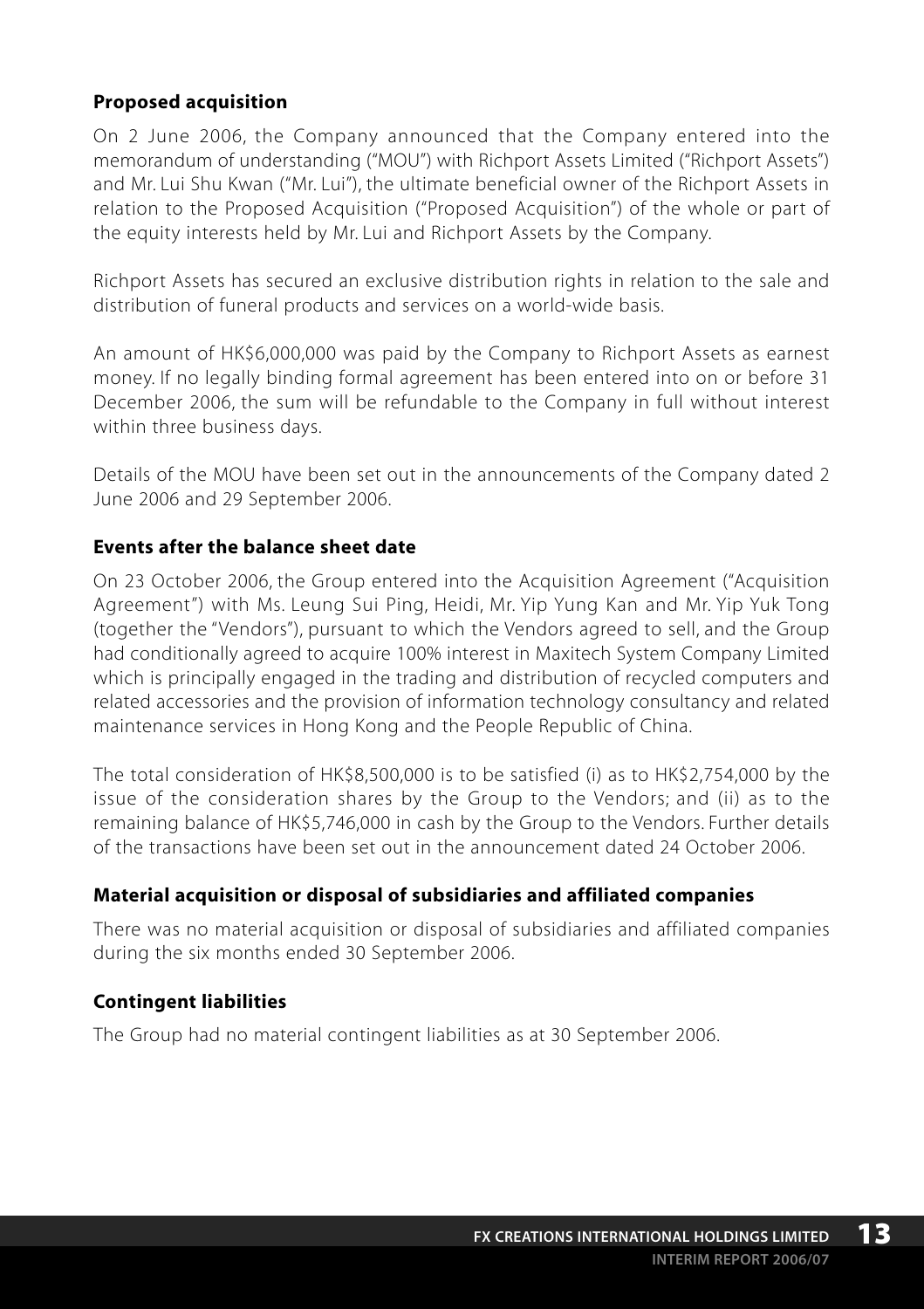### Proposed acquisition

On 2 June 2006, the Company announced that the Company entered into the memorandum of understanding ("MOU") with Richport Assets Limited ("Richport Assets") and Mr. Lui Shu Kwan ("Mr. Lui"), the ultimate beneficial owner of the Richport Assets in relation to the Proposed Acquisition ("Proposed Acquisition") of the whole or part of the equity interests held by Mr. Lui and Richport Assets by the Company.

Richport Assets has secured an exclusive distribution rights in relation to the sale and distribution of funeral products and services on a world-wide basis.

An amount of HK$6,000,000 was paid by the Company to Richport Assets as earnest money. If no legally binding formal agreement has been entered into on or before 31 December 2006, the sum will be refundable to the Company in full without interest within three business days.

Details of the MOU have been set out in the announcements of the Company dated 2 June 2006 and 29 September 2006.

### Events after the balance sheet date

On 23 October 2006, the Group entered into the Acquisition Agreement ("Acquisition Agreement") with Ms. Leung Sui Ping, Heidi, Mr. Yip Yung Kan and Mr. Yip Yuk Tong (together the "Vendors"), pursuant to which the Vendors agreed to sell, and the Group had conditionally agreed to acquire 100% interest in Maxitech System Company Limited which is principally engaged in the trading and distribution of recycled computers and related accessories and the provision of information technology consultancy and related maintenance services in Hong Kong and the People Republic of China.

The total consideration of HK$8,500,000 is to be satisfied (i) as to HK$2,754,000 by the issue of the consideration shares by the Group to the Vendors; and (ii) as to the remaining balance of HK$5,746,000 in cash by the Group to the Vendors. Further details of the transactions have been set out in the announcement dated 24 October 2006.

### Material acquisition or disposal of subsidiaries and affiliated companies

There was no material acquisition or disposal of subsidiaries and affiliated companies during the six months ended 30 September 2006.

### Contingent liabilities

The Group had no material contingent liabilities as at 30 September 2006.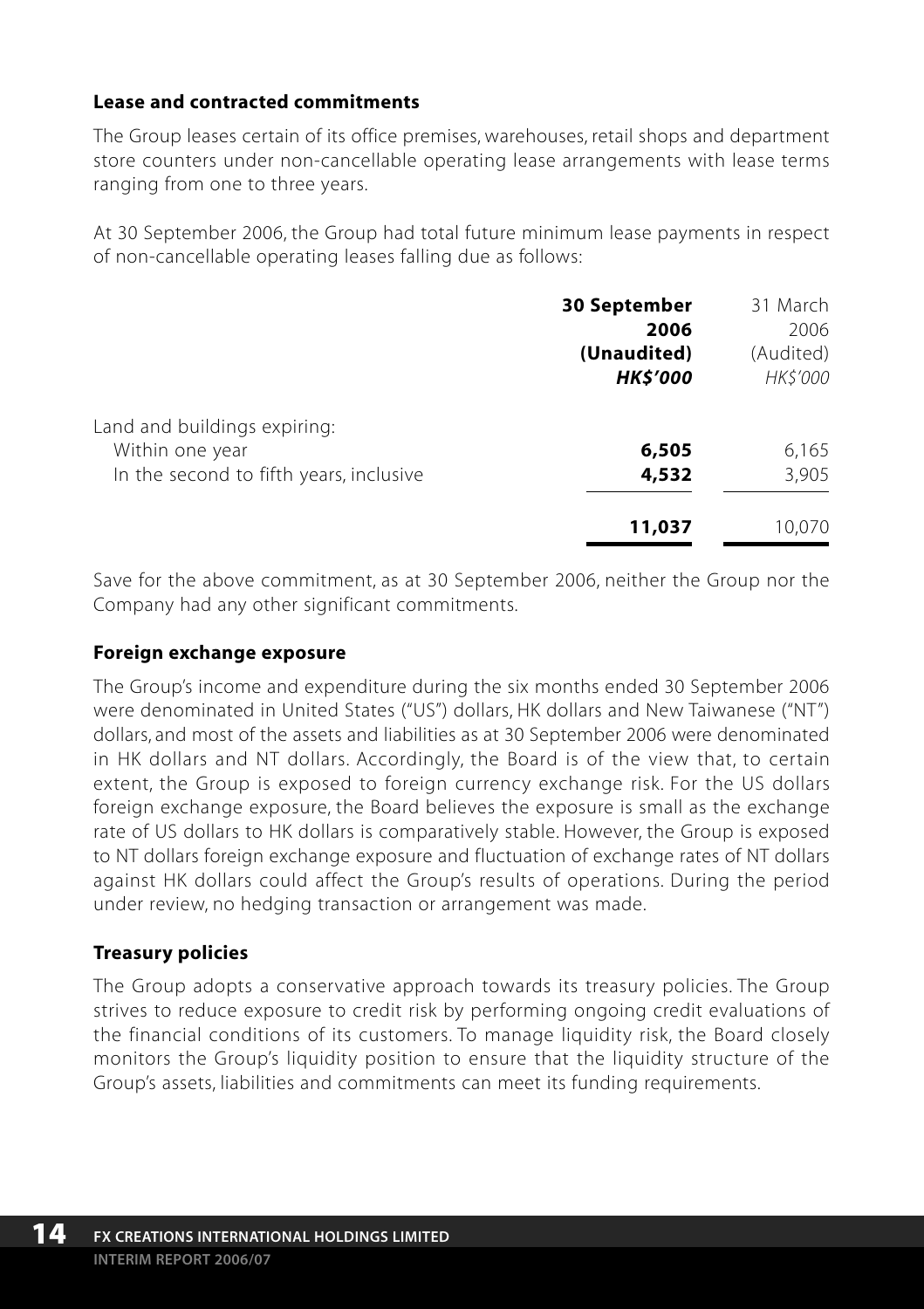### Lease and contracted commitments

The Group leases certain of its office premises, warehouses, retail shops and department store counters under non-cancellable operating lease arrangements with lease terms ranging from one to three years.

At 30 September 2006, the Group had total future minimum lease payments in respect of non-cancellable operating leases falling due as follows:

| | **30 September 2006 (Unaudited) *HK$'000*** | 31 March 2006 (Audited) *HK$'000* |
|---|---|---|
| Land and buildings expiring: | | |
| Within one year | **6,505** | 6,165 |
| In the second to fifth years, inclusive | **4,532** | 3,905 |
| | **11,037** | 10,070 |

Save for the above commitment, as at 30 September 2006, neither the Group nor the Company had any other significant commitments.

### Foreign exchange exposure

The Group's income and expenditure during the six months ended 30 September 2006 were denominated in United States ("US") dollars, HK dollars and New Taiwanese ("NT") dollars, and most of the assets and liabilities as at 30 September 2006 were denominated in HK dollars and NT dollars. Accordingly, the Board is of the view that, to certain extent, the Group is exposed to foreign currency exchange risk. For the US dollars foreign exchange exposure, the Board believes the exposure is small as the exchange rate of US dollars to HK dollars is comparatively stable. However, the Group is exposed to NT dollars foreign exchange exposure and fluctuation of exchange rates of NT dollars against HK dollars could affect the Group's results of operations. During the period under review, no hedging transaction or arrangement was made.

### Treasury policies

The Group adopts a conservative approach towards its treasury policies. The Group strives to reduce exposure to credit risk by performing ongoing credit evaluations of the financial conditions of its customers. To manage liquidity risk, the Board closely monitors the Group's liquidity position to ensure that the liquidity structure of the Group's assets, liabilities and commitments can meet its funding requirements.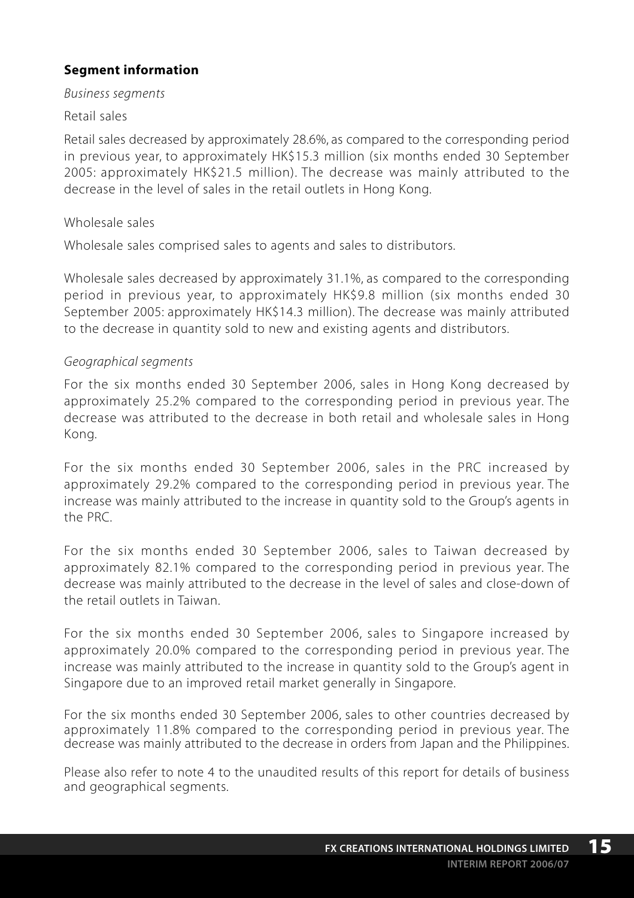## Segment information

*Business segments*

Retail sales

Retail sales decreased by approximately 28.6%, as compared to the corresponding period in previous year, to approximately HK$15.3 million (six months ended 30 September 2005: approximately HK$21.5 million). The decrease was mainly attributed to the decrease in the level of sales in the retail outlets in Hong Kong.

Wholesale sales

Wholesale sales comprised sales to agents and sales to distributors.

Wholesale sales decreased by approximately 31.1%, as compared to the corresponding period in previous year, to approximately HK$9.8 million (six months ended 30 September 2005: approximately HK$14.3 million). The decrease was mainly attributed to the decrease in quantity sold to new and existing agents and distributors.

*Geographical segments*

For the six months ended 30 September 2006, sales in Hong Kong decreased by approximately 25.2% compared to the corresponding period in previous year. The decrease was attributed to the decrease in both retail and wholesale sales in Hong Kong.

For the six months ended 30 September 2006, sales in the PRC increased by approximately 29.2% compared to the corresponding period in previous year. The increase was mainly attributed to the increase in quantity sold to the Group's agents in the PRC.

For the six months ended 30 September 2006, sales to Taiwan decreased by approximately 82.1% compared to the corresponding period in previous year. The decrease was mainly attributed to the decrease in the level of sales and close-down of the retail outlets in Taiwan.

For the six months ended 30 September 2006, sales to Singapore increased by approximately 20.0% compared to the corresponding period in previous year. The increase was mainly attributed to the increase in quantity sold to the Group's agent in Singapore due to an improved retail market generally in Singapore.

For the six months ended 30 September 2006, sales to other countries decreased by approximately 11.8% compared to the corresponding period in previous year. The decrease was mainly attributed to the decrease in orders from Japan and the Philippines.

Please also refer to note 4 to the unaudited results of this report for details of business and geographical segments.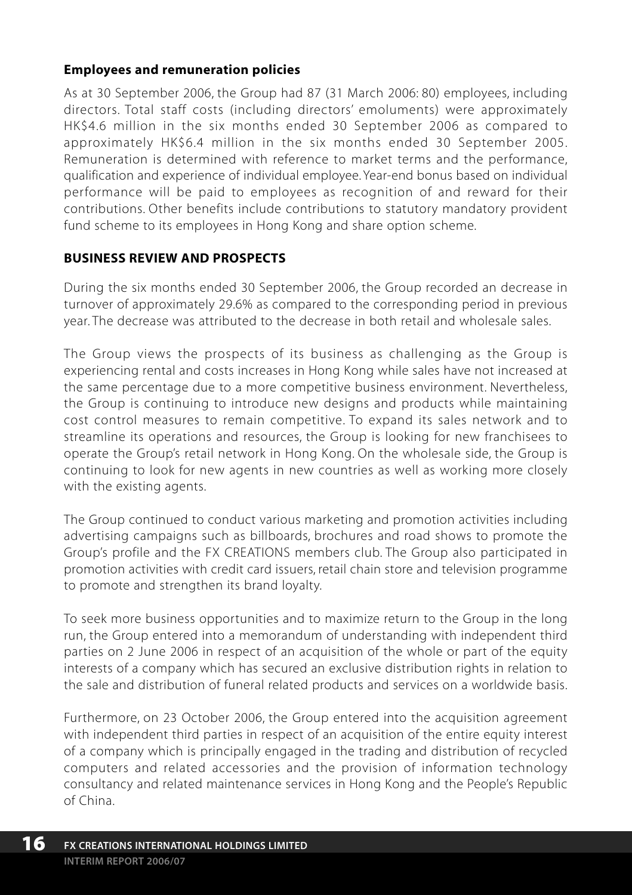### Employees and remuneration policies

As at 30 September 2006, the Group had 87 (31 March 2006: 80) employees, including directors. Total staff costs (including directors' emoluments) were approximately HK$4.6 million in the six months ended 30 September 2006 as compared to approximately HK$6.4 million in the six months ended 30 September 2005. Remuneration is determined with reference to market terms and the performance, qualification and experience of individual employee. Year-end bonus based on individual performance will be paid to employees as recognition of and reward for their contributions. Other benefits include contributions to statutory mandatory provident fund scheme to its employees in Hong Kong and share option scheme.

## BUSINESS REVIEW AND PROSPECTS

During the six months ended 30 September 2006, the Group recorded an decrease in turnover of approximately 29.6% as compared to the corresponding period in previous year. The decrease was attributed to the decrease in both retail and wholesale sales.

The Group views the prospects of its business as challenging as the Group is experiencing rental and costs increases in Hong Kong while sales have not increased at the same percentage due to a more competitive business environment. Nevertheless, the Group is continuing to introduce new designs and products while maintaining cost control measures to remain competitive. To expand its sales network and to streamline its operations and resources, the Group is looking for new franchisees to operate the Group's retail network in Hong Kong. On the wholesale side, the Group is continuing to look for new agents in new countries as well as working more closely with the existing agents.

The Group continued to conduct various marketing and promotion activities including advertising campaigns such as billboards, brochures and road shows to promote the Group's profile and the FX CREATIONS members club. The Group also participated in promotion activities with credit card issuers, retail chain store and television programme to promote and strengthen its brand loyalty.

To seek more business opportunities and to maximize return to the Group in the long run, the Group entered into a memorandum of understanding with independent third parties on 2 June 2006 in respect of an acquisition of the whole or part of the equity interests of a company which has secured an exclusive distribution rights in relation to the sale and distribution of funeral related products and services on a worldwide basis.

Furthermore, on 23 October 2006, the Group entered into the acquisition agreement with independent third parties in respect of an acquisition of the entire equity interest of a company which is principally engaged in the trading and distribution of recycled computers and related accessories and the provision of information technology consultancy and related maintenance services in Hong Kong and the People's Republic of China.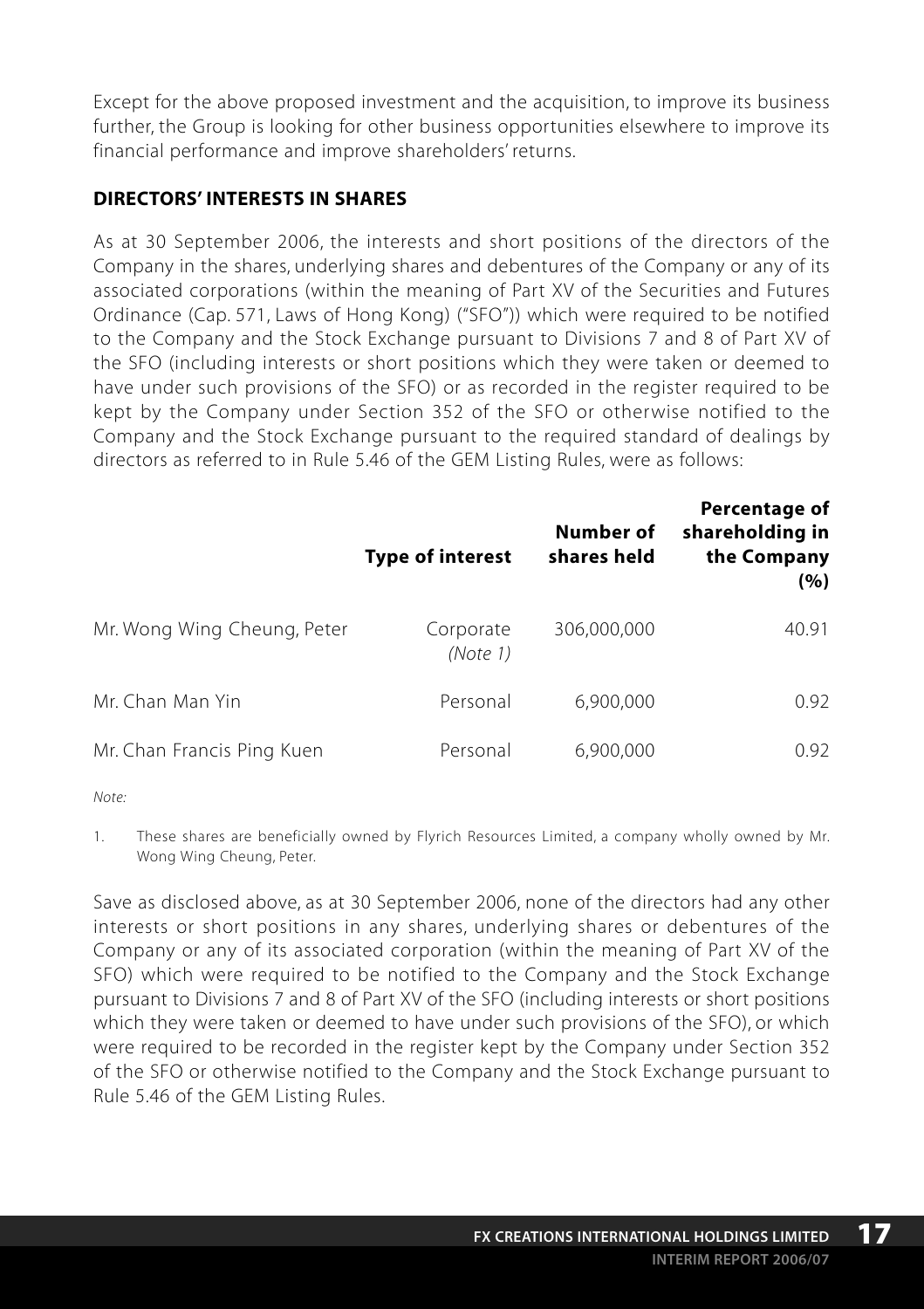Except for the above proposed investment and the acquisition, to improve its business further, the Group is looking for other business opportunities elsewhere to improve its financial performance and improve shareholders' returns.

## DIRECTORS' INTERESTS IN SHARES

As at 30 September 2006, the interests and short positions of the directors of the Company in the shares, underlying shares and debentures of the Company or any of its associated corporations (within the meaning of Part XV of the Securities and Futures Ordinance (Cap. 571, Laws of Hong Kong) ("SFO")) which were required to be notified to the Company and the Stock Exchange pursuant to Divisions 7 and 8 of Part XV of the SFO (including interests or short positions which they were taken or deemed to have under such provisions of the SFO) or as recorded in the register required to be kept by the Company under Section 352 of the SFO or otherwise notified to the Company and the Stock Exchange pursuant to the required standard of dealings by directors as referred to in Rule 5.46 of the GEM Listing Rules, were as follows:

| | Type of interest | Number of shares held | Percentage of shareholding in the Company (%) |
|---|---|---|---|
| Mr. Wong Wing Cheung, Peter | Corporate *(Note 1)* | 306,000,000 | 40.91 |
| Mr. Chan Man Yin | Personal | 6,900,000 | 0.92 |
| Mr. Chan Francis Ping Kuen | Personal | 6,900,000 | 0.92 |

*Note:*

1. These shares are beneficially owned by Flyrich Resources Limited, a company wholly owned by Mr. Wong Wing Cheung, Peter.

Save as disclosed above, as at 30 September 2006, none of the directors had any other interests or short positions in any shares, underlying shares or debentures of the Company or any of its associated corporation (within the meaning of Part XV of the SFO) which were required to be notified to the Company and the Stock Exchange pursuant to Divisions 7 and 8 of Part XV of the SFO (including interests or short positions which they were taken or deemed to have under such provisions of the SFO), or which were required to be recorded in the register kept by the Company under Section 352 of the SFO or otherwise notified to the Company and the Stock Exchange pursuant to Rule 5.46 of the GEM Listing Rules.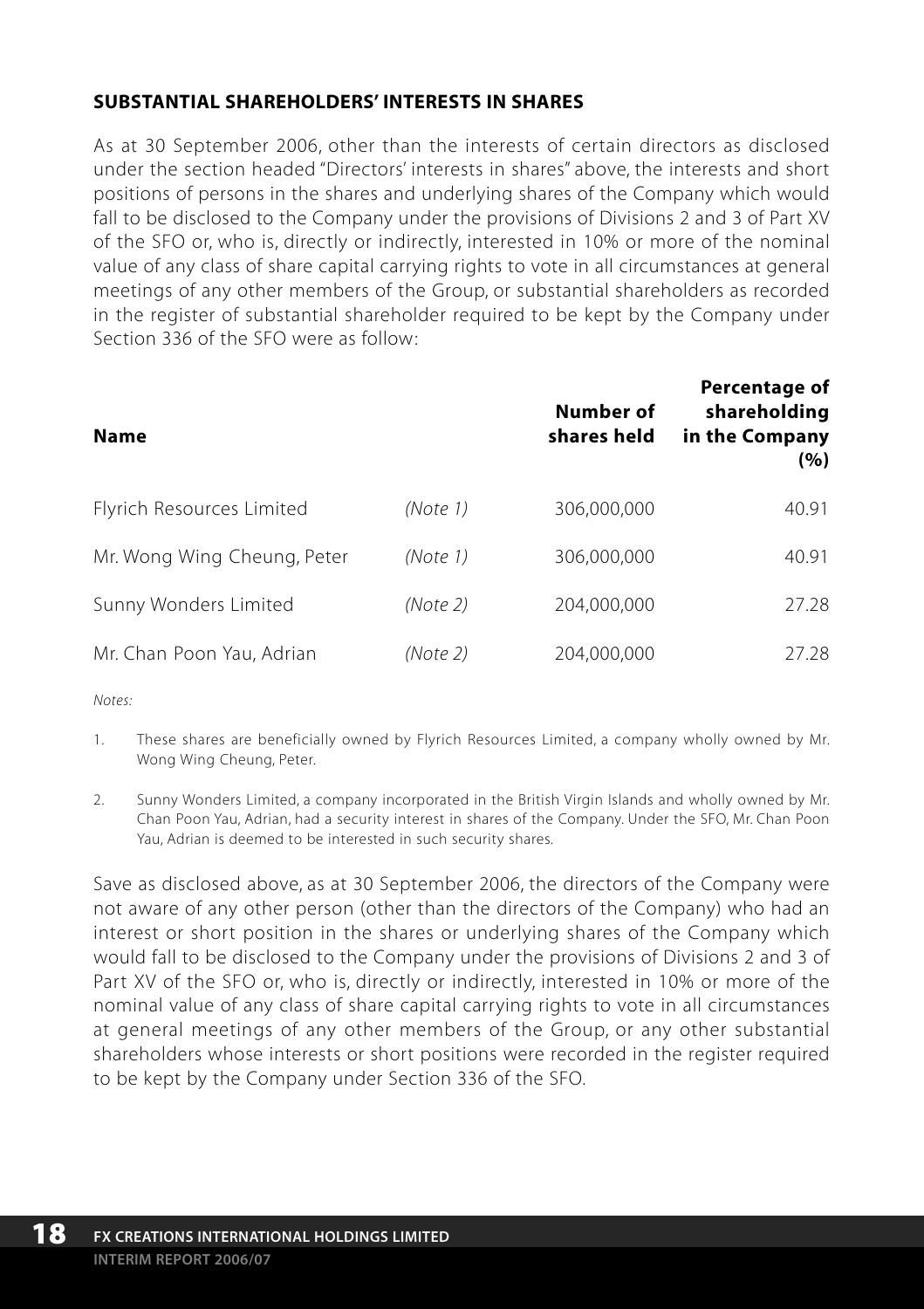## SUBSTANTIAL SHAREHOLDERS' INTERESTS IN SHARES

As at 30 September 2006, other than the interests of certain directors as disclosed under the section headed "Directors' interests in shares" above, the interests and short positions of persons in the shares and underlying shares of the Company which would fall to be disclosed to the Company under the provisions of Divisions 2 and 3 of Part XV of the SFO or, who is, directly or indirectly, interested in 10% or more of the nominal value of any class of share capital carrying rights to vote in all circumstances at general meetings of any other members of the Group, or substantial shareholders as recorded in the register of substantial shareholder required to be kept by the Company under Section 336 of the SFO were as follow:

| Name | | Number of shares held | Percentage of shareholding in the Company (%) |
|---|---|---|---|
| Flyrich Resources Limited | *(Note 1)* | 306,000,000 | 40.91 |
| Mr. Wong Wing Cheung, Peter | *(Note 1)* | 306,000,000 | 40.91 |
| Sunny Wonders Limited | *(Note 2)* | 204,000,000 | 27.28 |
| Mr. Chan Poon Yau, Adrian | *(Note 2)* | 204,000,000 | 27.28 |

*Notes:*

1. These shares are beneficially owned by Flyrich Resources Limited, a company wholly owned by Mr. Wong Wing Cheung, Peter.
2. Sunny Wonders Limited, a company incorporated in the British Virgin Islands and wholly owned by Mr. Chan Poon Yau, Adrian, had a security interest in shares of the Company. Under the SFO, Mr. Chan Poon Yau, Adrian is deemed to be interested in such security shares.

Save as disclosed above, as at 30 September 2006, the directors of the Company were not aware of any other person (other than the directors of the Company) who had an interest or short position in the shares or underlying shares of the Company which would fall to be disclosed to the Company under the provisions of Divisions 2 and 3 of Part XV of the SFO or, who is, directly or indirectly, interested in 10% or more of the nominal value of any class of share capital carrying rights to vote in all circumstances at general meetings of any other members of the Group, or any other substantial shareholders whose interests or short positions were recorded in the register required to be kept by the Company under Section 336 of the SFO.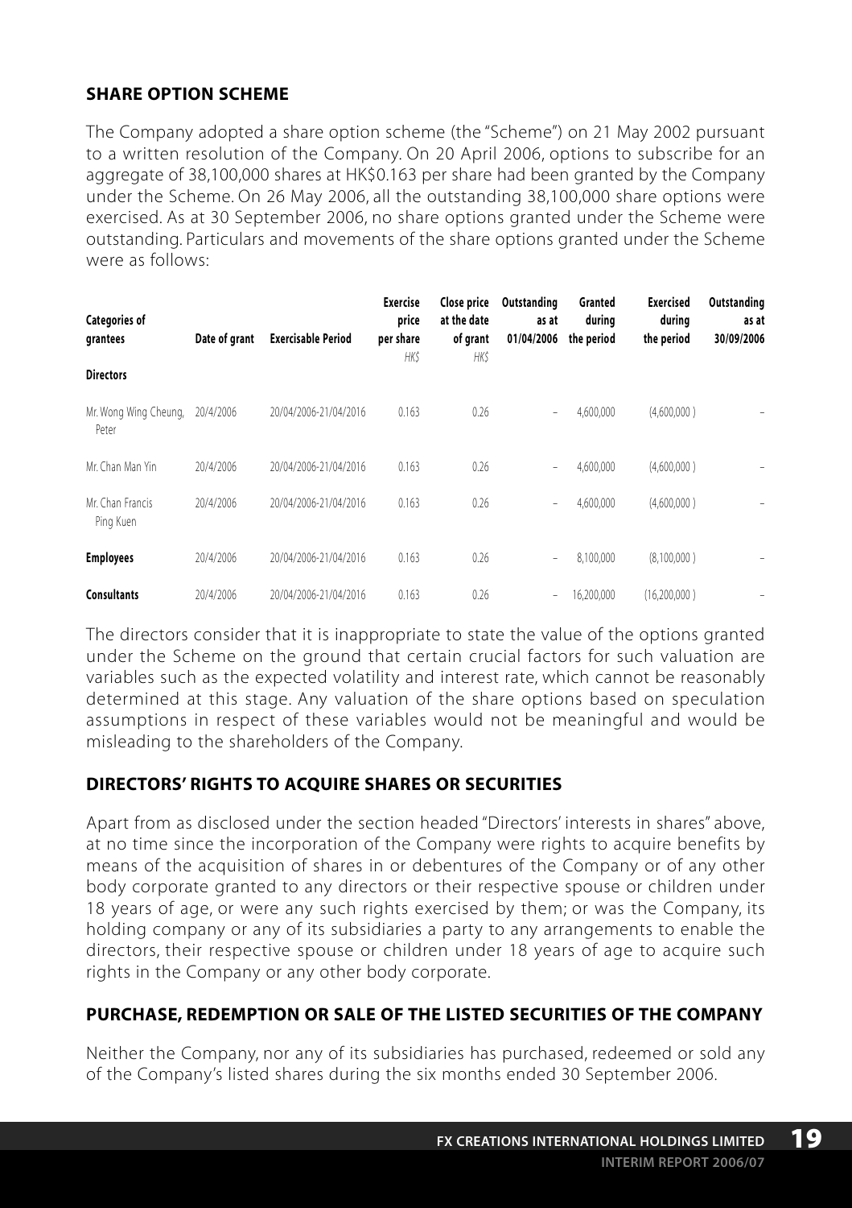## SHARE OPTION SCHEME

The Company adopted a share option scheme (the "Scheme") on 21 May 2002 pursuant to a written resolution of the Company. On 20 April 2006, options to subscribe for an aggregate of 38,100,000 shares at HK$0.163 per share had been granted by the Company under the Scheme. On 26 May 2006, all the outstanding 38,100,000 share options were exercised. As at 30 September 2006, no share options granted under the Scheme were outstanding. Particulars and movements of the share options granted under the Scheme were as follows:

| Categories of grantees | Date of grant | Exercisable Period | Exercise price per share *HK$* | Close price at the date of grant *HK$* | Outstanding as at 01/04/2006 | Granted during the period | Exercised during the period | Outstanding as at 30/09/2006 |
|---|---|---|---|---|---|---|---|---|
| **Directors** | | | | | | | | |
| Mr. Wong Wing Cheung, Peter | 20/4/2006 | 20/04/2006-21/04/2016 | 0.163 | 0.26 | – | 4,600,000 | (4,600,000 ) | – |
| Mr. Chan Man Yin | 20/4/2006 | 20/04/2006-21/04/2016 | 0.163 | 0.26 | – | 4,600,000 | (4,600,000 ) | – |
| Mr. Chan Francis Ping Kuen | 20/4/2006 | 20/04/2006-21/04/2016 | 0.163 | 0.26 | – | 4,600,000 | (4,600,000 ) | – |
| **Employees** | 20/4/2006 | 20/04/2006-21/04/2016 | 0.163 | 0.26 | – | 8,100,000 | (8,100,000 ) | – |
| **Consultants** | 20/4/2006 | 20/04/2006-21/04/2016 | 0.163 | 0.26 | – | 16,200,000 | (16,200,000 ) | – |

The directors consider that it is inappropriate to state the value of the options granted under the Scheme on the ground that certain crucial factors for such valuation are variables such as the expected volatility and interest rate, which cannot be reasonably determined at this stage. Any valuation of the share options based on speculation assumptions in respect of these variables would not be meaningful and would be misleading to the shareholders of the Company.

## DIRECTORS' RIGHTS TO ACQUIRE SHARES OR SECURITIES

Apart from as disclosed under the section headed "Directors' interests in shares" above, at no time since the incorporation of the Company were rights to acquire benefits by means of the acquisition of shares in or debentures of the Company or of any other body corporate granted to any directors or their respective spouse or children under 18 years of age, or were any such rights exercised by them; or was the Company, its holding company or any of its subsidiaries a party to any arrangements to enable the directors, their respective spouse or children under 18 years of age to acquire such rights in the Company or any other body corporate.

## PURCHASE, REDEMPTION OR SALE OF THE LISTED SECURITIES OF THE COMPANY

Neither the Company, nor any of its subsidiaries has purchased, redeemed or sold any of the Company's listed shares during the six months ended 30 September 2006.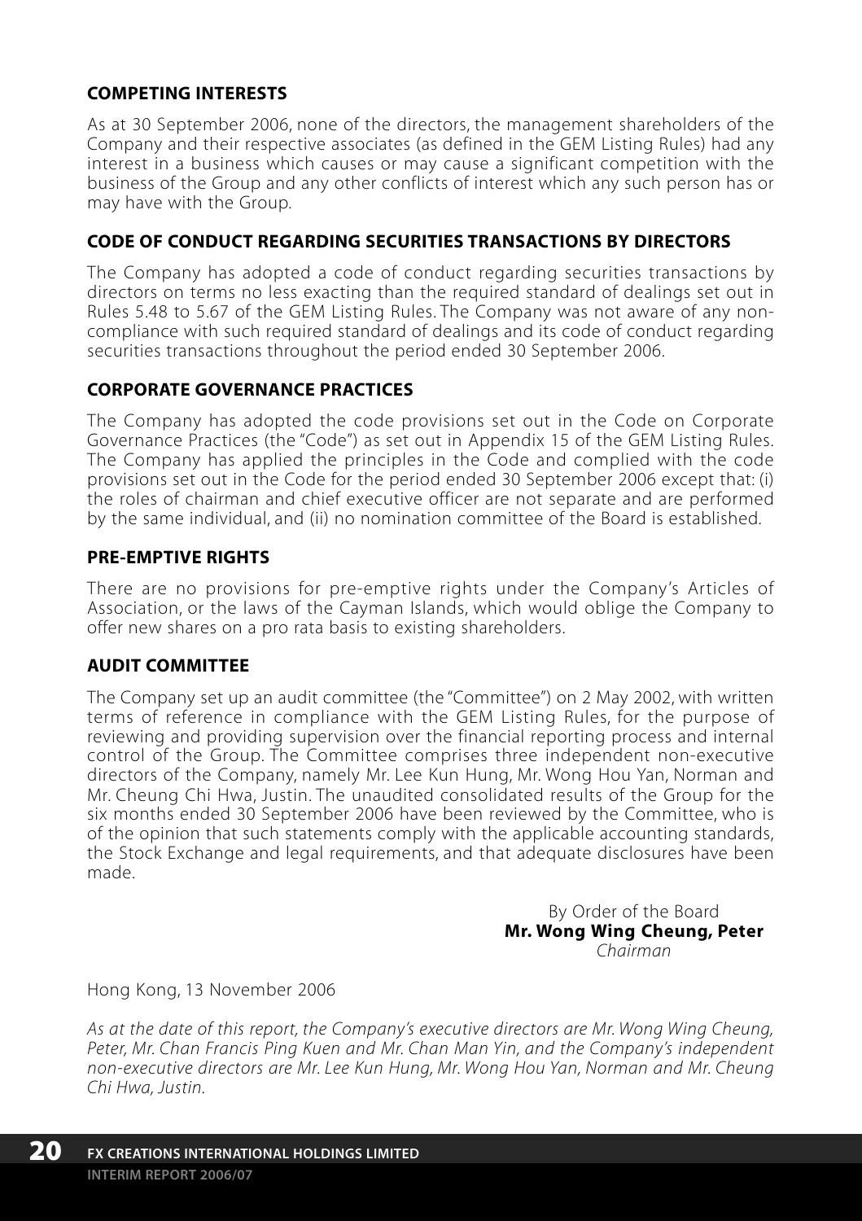## COMPETING INTERESTS

As at 30 September 2006, none of the directors, the management shareholders of the Company and their respective associates (as defined in the GEM Listing Rules) had any interest in a business which causes or may cause a significant competition with the business of the Group and any other conflicts of interest which any such person has or may have with the Group.

## CODE OF CONDUCT REGARDING SECURITIES TRANSACTIONS BY DIRECTORS

The Company has adopted a code of conduct regarding securities transactions by directors on terms no less exacting than the required standard of dealings set out in Rules 5.48 to 5.67 of the GEM Listing Rules. The Company was not aware of any non-compliance with such required standard of dealings and its code of conduct regarding securities transactions throughout the period ended 30 September 2006.

## CORPORATE GOVERNANCE PRACTICES

The Company has adopted the code provisions set out in the Code on Corporate Governance Practices (the "Code") as set out in Appendix 15 of the GEM Listing Rules. The Company has applied the principles in the Code and complied with the code provisions set out in the Code for the period ended 30 September 2006 except that: (i) the roles of chairman and chief executive officer are not separate and are performed by the same individual, and (ii) no nomination committee of the Board is established.

## PRE-EMPTIVE RIGHTS

There are no provisions for pre-emptive rights under the Company's Articles of Association, or the laws of the Cayman Islands, which would oblige the Company to offer new shares on a pro rata basis to existing shareholders.

## AUDIT COMMITTEE

The Company set up an audit committee (the "Committee") on 2 May 2002, with written terms of reference in compliance with the GEM Listing Rules, for the purpose of reviewing and providing supervision over the financial reporting process and internal control of the Group. The Committee comprises three independent non-executive directors of the Company, namely Mr. Lee Kun Hung, Mr. Wong Hou Yan, Norman and Mr. Cheung Chi Hwa, Justin. The unaudited consolidated results of the Group for the six months ended 30 September 2006 have been reviewed by the Committee, who is of the opinion that such statements comply with the applicable accounting standards, the Stock Exchange and legal requirements, and that adequate disclosures have been made.

By Order of the Board
**Mr. Wong Wing Cheung, Peter**
*Chairman*

Hong Kong, 13 November 2006

*As at the date of this report, the Company's executive directors are Mr. Wong Wing Cheung, Peter, Mr. Chan Francis Ping Kuen and Mr. Chan Man Yin, and the Company's independent non-executive directors are Mr. Lee Kun Hung, Mr. Wong Hou Yan, Norman and Mr. Cheung Chi Hwa, Justin.*